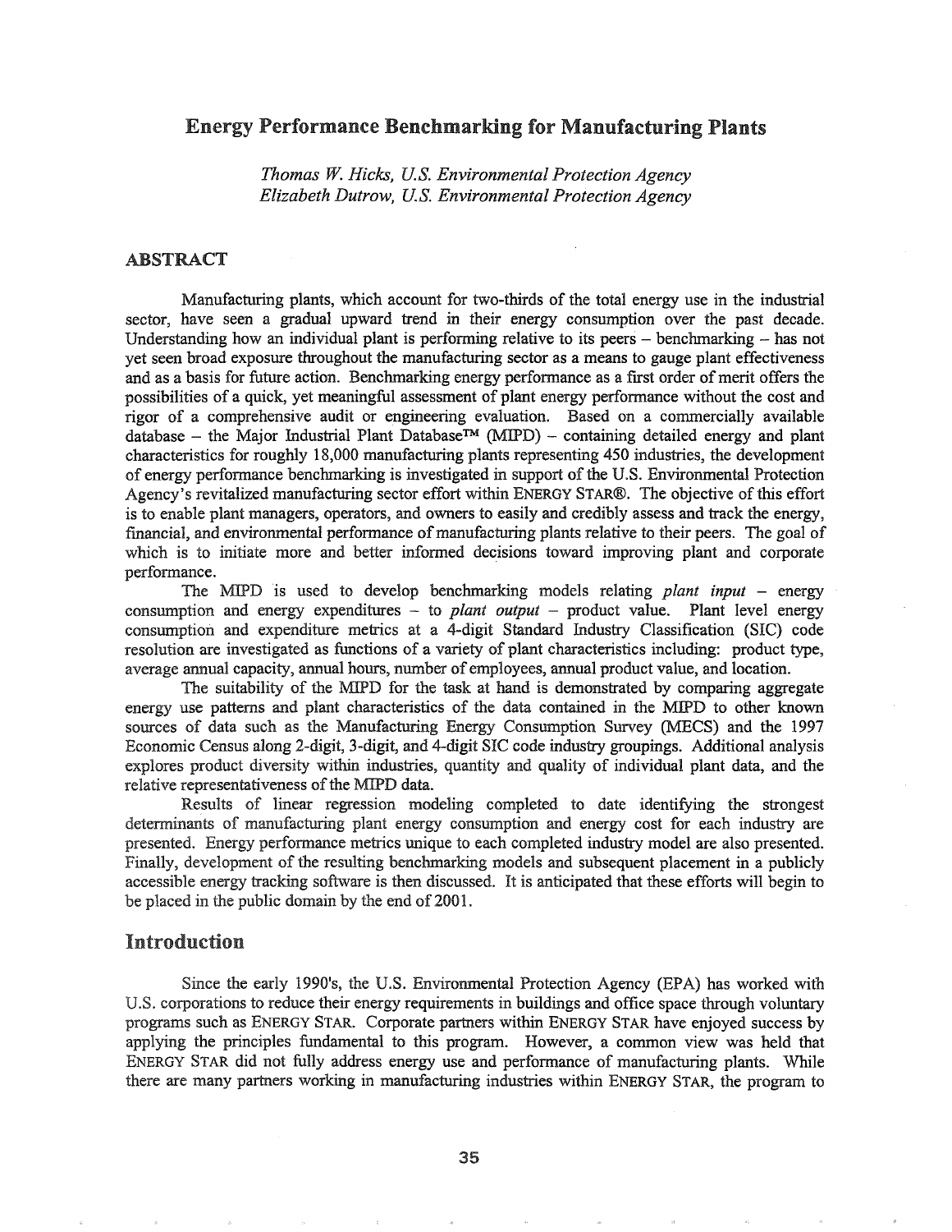# Energy Performance Benchmarking for Manufacturing Plants

*Thomas W. Hicks, U.S. Environmental Protection Agency*
*Elizabeth Dutrow, U.S. Environmental Protection Agency*

## ABSTRACT

Manufacturing plants, which account for two-thirds of the total energy use in the industrial sector, have seen a gradual upward trend in their energy consumption over the past decade. Understanding how an individual plant is performing relative to its peers – benchmarking – has not yet seen broad exposure throughout the manufacturing sector as a means to gauge plant effectiveness and as a basis for future action. Benchmarking energy performance as a first order of merit offers the possibilities of a quick, yet meaningful assessment of plant energy performance without the cost and rigor of a comprehensive audit or engineering evaluation. Based on a commercially available database – the Major Industrial Plant Database™ (MIPD) – containing detailed energy and plant characteristics for roughly 18,000 manufacturing plants representing 450 industries, the development of energy performance benchmarking is investigated in support of the U.S. Environmental Protection Agency's revitalized manufacturing sector effort within ENERGY STAR®. The objective of this effort is to enable plant managers, operators, and owners to easily and credibly assess and track the energy, financial, and environmental performance of manufacturing plants relative to their peers. The goal of which is to initiate more and better informed decisions toward improving plant and corporate performance.

The MIPD is used to develop benchmarking models relating *plant input* – energy consumption and energy expenditures – to *plant output* – product value. Plant level energy consumption and expenditure metrics at a 4-digit Standard Industry Classification (SIC) code resolution are investigated as functions of a variety of plant characteristics including: product type, average annual capacity, annual hours, number of employees, annual product value, and location.

The suitability of the MIPD for the task at hand is demonstrated by comparing aggregate energy use patterns and plant characteristics of the data contained in the MIPD to other known sources of data such as the Manufacturing Energy Consumption Survey (MECS) and the 1997 Economic Census along 2-digit, 3-digit, and 4-digit SIC code industry groupings. Additional analysis explores product diversity within industries, quantity and quality of individual plant data, and the relative representativeness of the MIPD data.

Results of linear regression modeling completed to date identifying the strongest determinants of manufacturing plant energy consumption and energy cost for each industry are presented. Energy performance metrics unique to each completed industry model are also presented. Finally, development of the resulting benchmarking models and subsequent placement in a publicly accessible energy tracking software is then discussed. It is anticipated that these efforts will begin to be placed in the public domain by the end of 2001.

## Introduction

Since the early 1990's, the U.S. Environmental Protection Agency (EPA) has worked with U.S. corporations to reduce their energy requirements in buildings and office space through voluntary programs such as ENERGY STAR. Corporate partners within ENERGY STAR have enjoyed success by applying the principles fundamental to this program. However, a common view was held that ENERGY STAR did not fully address energy use and performance of manufacturing plants. While there are many partners working in manufacturing industries within ENERGY STAR, the program to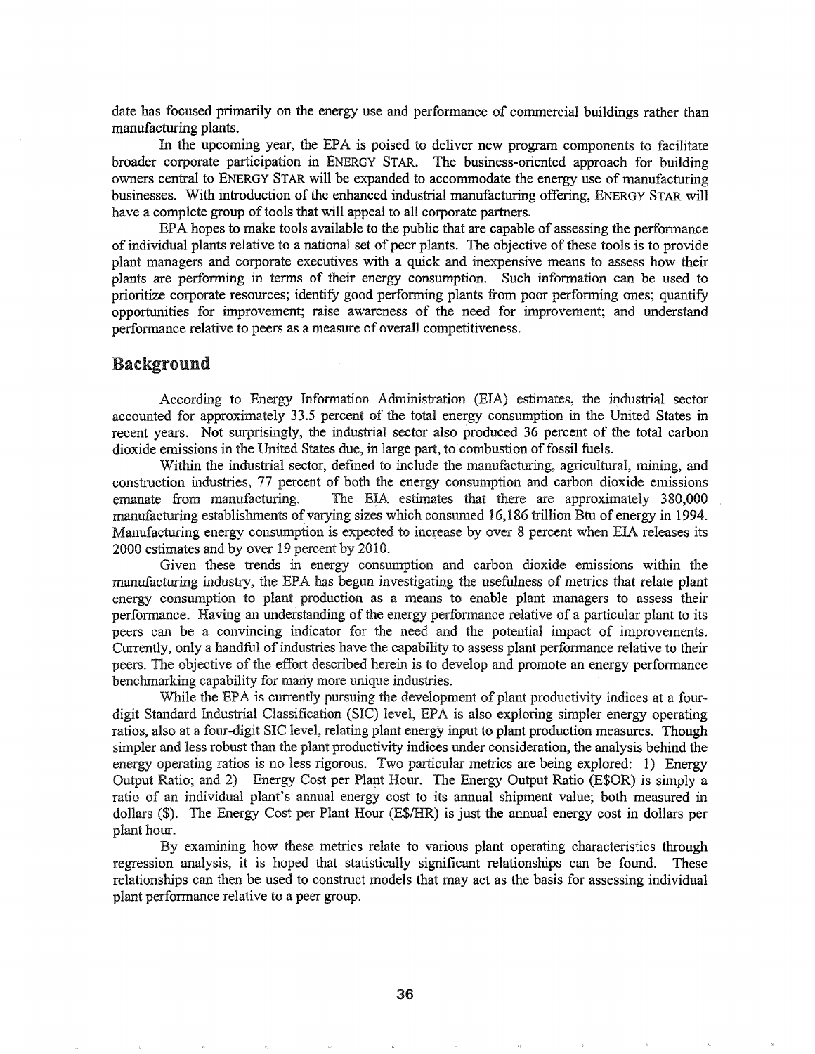date has focused primarily on the energy use and performance of commercial buildings rather than manufacturing plants.

In the upcoming year, the EPA is poised to deliver new program components to facilitate broader corporate participation in ENERGY STAR. The business-oriented approach for building owners central to ENERGY STAR will be expanded to accommodate the energy use of manufacturing businesses. With introduction of the enhanced industrial manufacturing offering, ENERGY STAR will have a complete group of tools that will appeal to all corporate partners.

EPA hopes to make tools available to the public that are capable of assessing the performance of individual plants relative to a national set of peer plants. The objective of these tools is to provide plant managers and corporate executives with a quick and inexpensive means to assess how their plants are performing in terms of their energy consumption. Such information can be used to prioritize corporate resources; identify good performing plants from poor performing ones; quantify opportunities for improvement; raise awareness of the need for improvement; and understand performance relative to peers as a measure of overall competitiveness.

## Background

According to Energy Information Administration (EIA) estimates, the industrial sector accounted for approximately 33.5 percent of the total energy consumption in the United States in recent years. Not surprisingly, the industrial sector also produced 36 percent of the total carbon dioxide emissions in the United States due, in large part, to combustion of fossil fuels.

Within the industrial sector, defined to include the manufacturing, agricultural, mining, and construction industries, 77 percent of both the energy consumption and carbon dioxide emissions emanate from manufacturing. The EIA estimates that there are approximately 380,000 manufacturing establishments of varying sizes which consumed 16,186 trillion Btu of energy in 1994. Manufacturing energy consumption is expected to increase by over 8 percent when EIA releases its 2000 estimates and by over 19 percent by 2010.

Given these trends in energy consumption and carbon dioxide emissions within the manufacturing industry, the EPA has begun investigating the usefulness of metrics that relate plant energy consumption to plant production as a means to enable plant managers to assess their performance. Having an understanding of the energy performance relative of a particular plant to its peers can be a convincing indicator for the need and the potential impact of improvements. Currently, only a handful of industries have the capability to assess plant performance relative to their peers. The objective of the effort described herein is to develop and promote an energy performance benchmarking capability for many more unique industries.

While the EPA is currently pursuing the development of plant productivity indices at a four-digit Standard Industrial Classification (SIC) level, EPA is also exploring simpler energy operating ratios, also at a four-digit SIC level, relating plant energy input to plant production measures. Though simpler and less robust than the plant productivity indices under consideration, the analysis behind the energy operating ratios is no less rigorous. Two particular metrics are being explored: 1) Energy Output Ratio; and 2) Energy Cost per Plant Hour. The Energy Output Ratio (E$OR) is simply a ratio of an individual plant's annual energy cost to its annual shipment value; both measured in dollars ($). The Energy Cost per Plant Hour (E$/HR) is just the annual energy cost in dollars per plant hour.

By examining how these metrics relate to various plant operating characteristics through regression analysis, it is hoped that statistically significant relationships can be found. These relationships can then be used to construct models that may act as the basis for assessing individual plant performance relative to a peer group.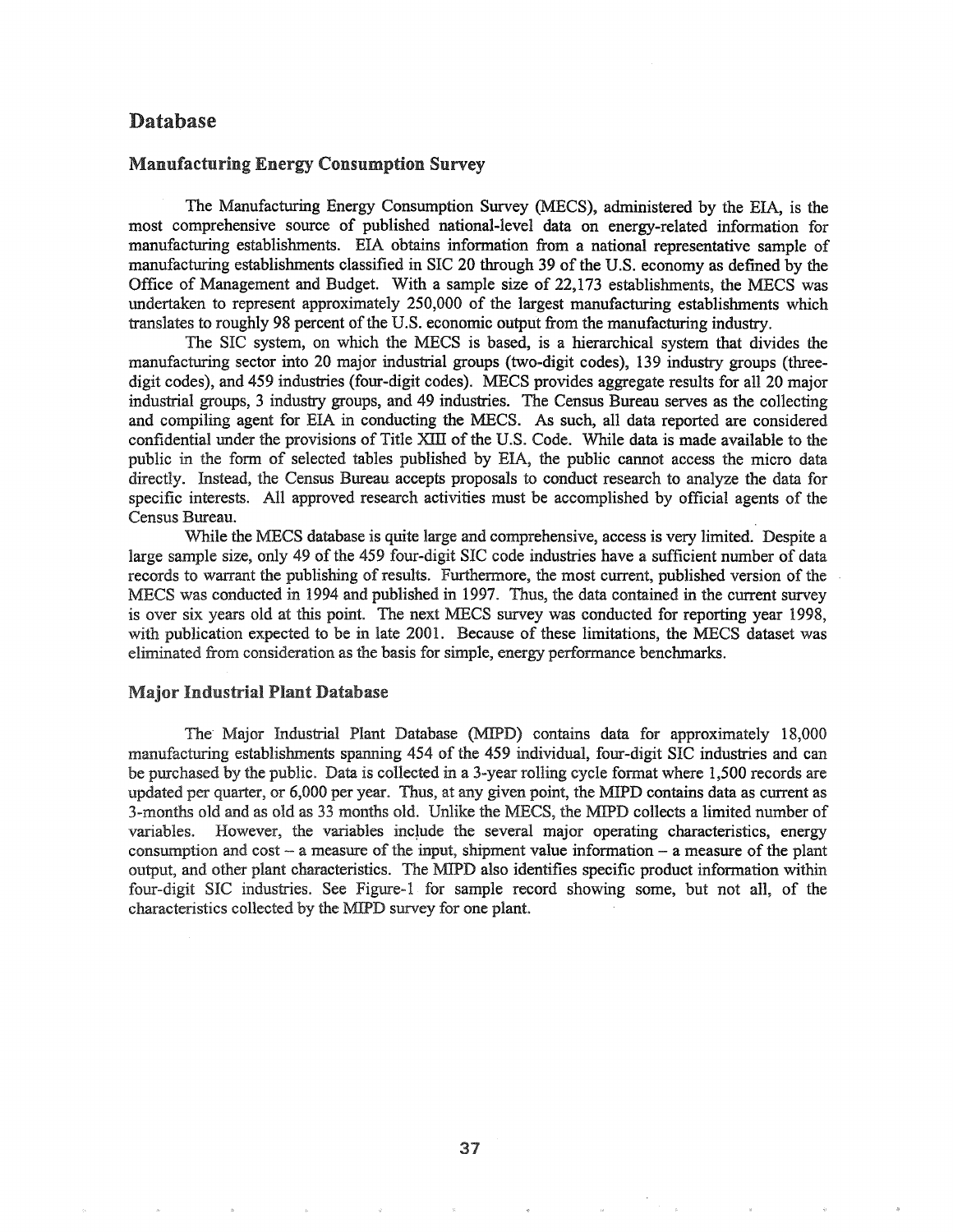# Database

## Manufacturing Energy Consumption Survey

The Manufacturing Energy Consumption Survey (MECS), administered by the EIA, is the most comprehensive source of published national-level data on energy-related information for manufacturing establishments. EIA obtains information from a national representative sample of manufacturing establishments classified in SIC 20 through 39 of the U.S. economy as defined by the Office of Management and Budget. With a sample size of 22,173 establishments, the MECS was undertaken to represent approximately 250,000 of the largest manufacturing establishments which translates to roughly 98 percent of the U.S. economic output from the manufacturing industry.

The SIC system, on which the MECS is based, is a hierarchical system that divides the manufacturing sector into 20 major industrial groups (two-digit codes), 139 industry groups (three-digit codes), and 459 industries (four-digit codes). MECS provides aggregate results for all 20 major industrial groups, 3 industry groups, and 49 industries. The Census Bureau serves as the collecting and compiling agent for EIA in conducting the MECS. As such, all data reported are considered confidential under the provisions of Title XIII of the U.S. Code. While data is made available to the public in the form of selected tables published by EIA, the public cannot access the micro data directly. Instead, the Census Bureau accepts proposals to conduct research to analyze the data for specific interests. All approved research activities must be accomplished by official agents of the Census Bureau.

While the MECS database is quite large and comprehensive, access is very limited. Despite a large sample size, only 49 of the 459 four-digit SIC code industries have a sufficient number of data records to warrant the publishing of results. Furthermore, the most current, published version of the MECS was conducted in 1994 and published in 1997. Thus, the data contained in the current survey is over six years old at this point. The next MECS survey was conducted for reporting year 1998, with publication expected to be in late 2001. Because of these limitations, the MECS dataset was eliminated from consideration as the basis for simple, energy performance benchmarks.

## Major Industrial Plant Database

The Major Industrial Plant Database (MIPD) contains data for approximately 18,000 manufacturing establishments spanning 454 of the 459 individual, four-digit SIC industries and can be purchased by the public. Data is collected in a 3-year rolling cycle format where 1,500 records are updated per quarter, or 6,000 per year. Thus, at any given point, the MIPD contains data as current as 3-months old and as old as 33 months old. Unlike the MECS, the MIPD collects a limited number of variables. However, the variables include the several major operating characteristics, energy consumption and cost – a measure of the input, shipment value information – a measure of the plant output, and other plant characteristics. The MIPD also identifies specific product information within four-digit SIC industries. See Figure-1 for sample record showing some, but not all, of the characteristics collected by the MIPD survey for one plant.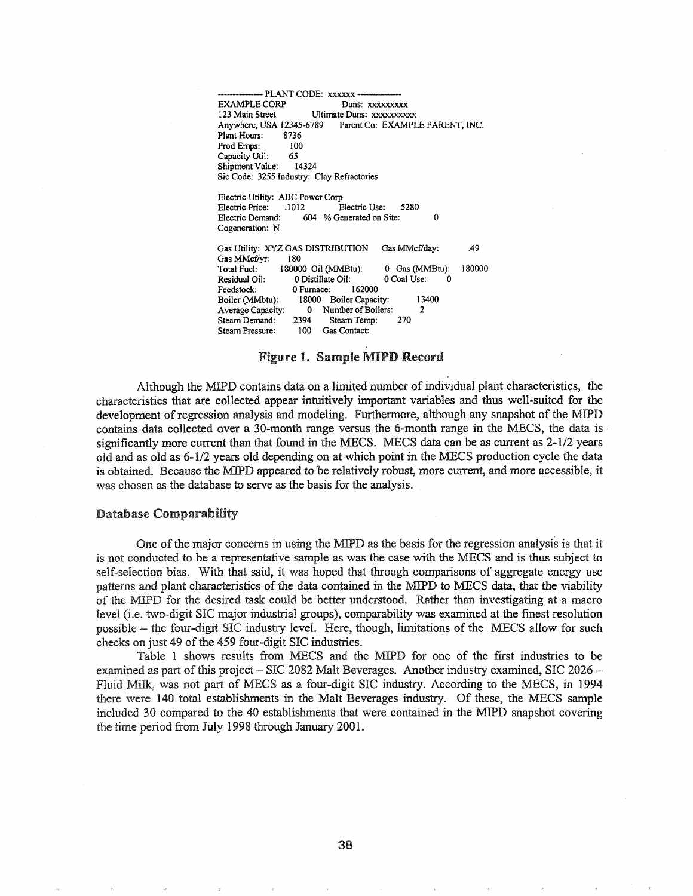```
-------------- PLANT CODE: xxxxxx --------------
EXAMPLE CORP                Duns: xxxxxxxxx
123 Main Street          Ultimate Duns: xxxxxxxxxx
Anywhere, USA 12345-6789    Parent Co: EXAMPLE PARENT, INC.
Plant Hours:      8736
Prod Emps:        100
Capacity Util:    65
Shipment Value:   14324
Sic Code: 3255 Industry: Clay Refractories

Electric Utility: ABC Power Corp
Electric Price:    .1012         Electric Use:     5280
Electric Demand:        604  % Generated on Site:         0
Cogeneration: N

Gas Utility: XYZ GAS DISTRIBUTION     Gas MMcf/day:         .49
Gas MMcf/yr:      180
Total Fuel:      180000 Oil (MMBtu):        0 Gas (MMBtu):   180000
Residual Oil:         0 Distillate Oil:       0 Coal Use:       0
Feedstock:            0 Furnace:        162000
Boiler (MMbtu):     18000  Boiler Capacity:         13400
Average Capacity:       0  Number of Boilers:          2
Steam Demand:      2394    Steam Temp:       270
Steam Pressure:     100    Gas Contact:
```

**Figure 1. Sample MIPD Record**

Although the MIPD contains data on a limited number of individual plant characteristics, the characteristics that are collected appear intuitively important variables and thus well-suited for the development of regression analysis and modeling. Furthermore, although any snapshot of the MIPD contains data collected over a 30-month range versus the 6-month range in the MECS, the data is significantly more current than that found in the MECS. MECS data can be as current as 2-1/2 years old and as old as 6-1/2 years old depending on at which point in the MECS production cycle the data is obtained. Because the MIPD appeared to be relatively robust, more current, and more accessible, it was chosen as the database to serve as the basis for the analysis.

## Database Comparability

One of the major concerns in using the MIPD as the basis for the regression analysis is that it is not conducted to be a representative sample as was the case with the MECS and is thus subject to self-selection bias. With that said, it was hoped that through comparisons of aggregate energy use patterns and plant characteristics of the data contained in the MIPD to MECS data, that the viability of the MIPD for the desired task could be better understood. Rather than investigating at a macro level (i.e. two-digit SIC major industrial groups), comparability was examined at the finest resolution possible – the four-digit SIC industry level. Here, though, limitations of the MECS allow for such checks on just 49 of the 459 four-digit SIC industries.

Table 1 shows results from MECS and the MIPD for one of the first industries to be examined as part of this project – SIC 2082 Malt Beverages. Another industry examined, SIC 2026 – Fluid Milk, was not part of MECS as a four-digit SIC industry. According to the MECS, in 1994 there were 140 total establishments in the Malt Beverages industry. Of these, the MECS sample included 30 compared to the 40 establishments that were contained in the MIPD snapshot covering the time period from July 1998 through January 2001.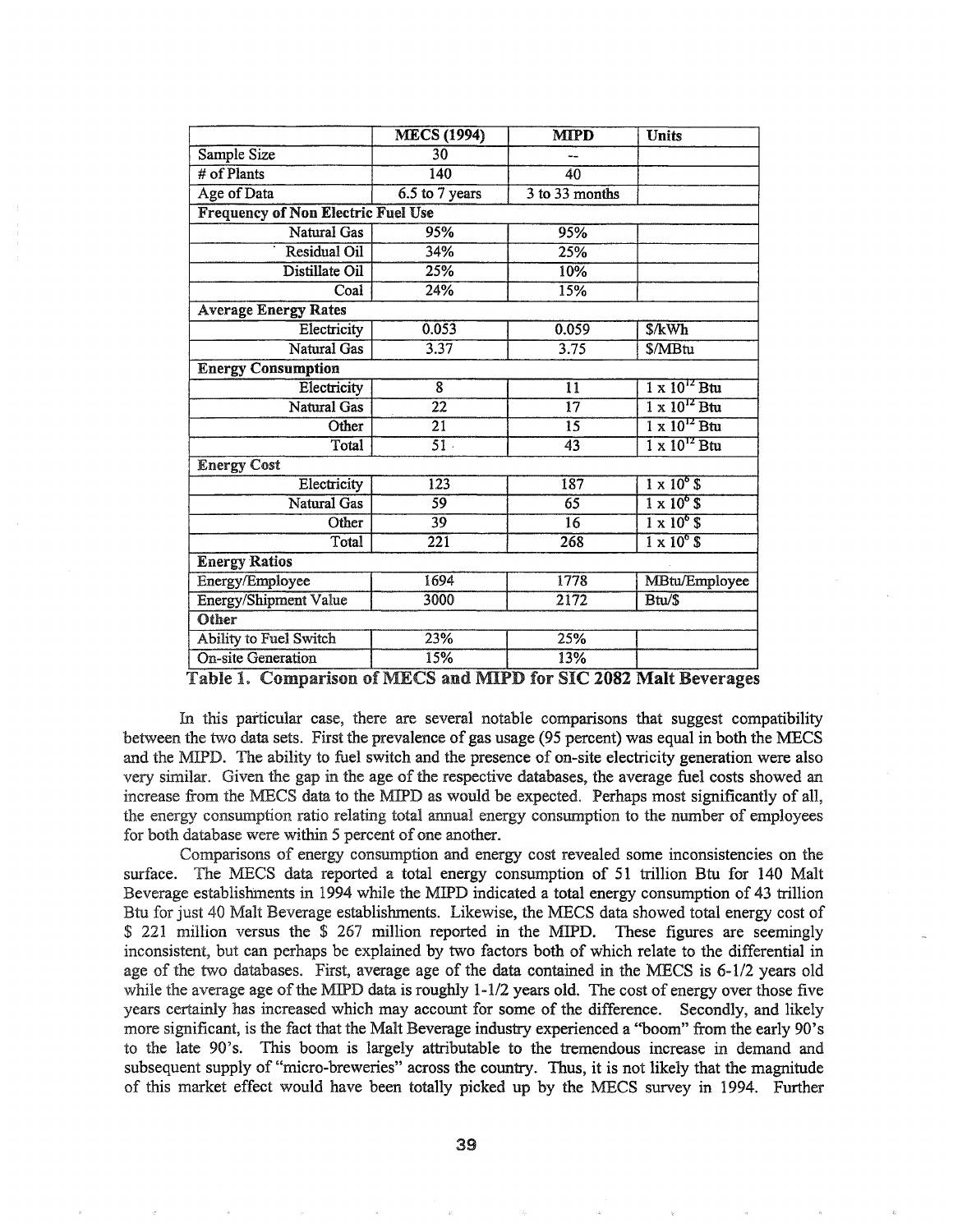| | MECS (1994) | MIPD | Units |
|---|---|---|---|
| Sample Size | 30 | -- | |
| # of Plants | 140 | 40 | |
| Age of Data | 6.5 to 7 years | 3 to 33 months | |
| **Frequency of Non Electric Fuel Use** | | | |
| Natural Gas | 95% | 95% | |
| Residual Oil | 34% | 25% | |
| Distillate Oil | 25% | 10% | |
| Coal | 24% | 15% | |
| **Average Energy Rates** | | | |
| Electricity | 0.053 | 0.059 | $/kWh |
| Natural Gas | 3.37 | 3.75 | $/MBtu |
| **Energy Consumption** | | | |
| Electricity | 8 | 11 | $1 \times 10^{12}$ Btu |
| Natural Gas | 22 | 17 | $1 \times 10^{12}$ Btu |
| Other | 21 | 15 | $1 \times 10^{12}$ Btu |
| Total | 51 | 43 | $1 \times 10^{12}$ Btu |
| **Energy Cost** | | | |
| Electricity | 123 | 187 | $1 \times 10^{6}$ $ |
| Natural Gas | 59 | 65 | $1 \times 10^{6}$ $ |
| Other | 39 | 16 | $1 \times 10^{6}$ $ |
| Total | 221 | 268 | $1 \times 10^{6}$ $ |
| **Energy Ratios** | | | |
| Energy/Employee | 1694 | 1778 | MBtu/Employee |
| Energy/Shipment Value | 3000 | 2172 | Btu/$ |
| **Other** | | | |
| Ability to Fuel Switch | 23% | 25% | |
| On-site Generation | 15% | 13% | |

**Table 1. Comparison of MECS and MIPD for SIC 2082 Malt Beverages**

In this particular case, there are several notable comparisons that suggest compatibility between the two data sets. First the prevalence of gas usage (95 percent) was equal in both the MECS and the MIPD. The ability to fuel switch and the presence of on-site electricity generation were also very similar. Given the gap in the age of the respective databases, the average fuel costs showed an increase from the MECS data to the MIPD as would be expected. Perhaps most significantly of all, the energy consumption ratio relating total annual energy consumption to the number of employees for both database were within 5 percent of one another.

Comparisons of energy consumption and energy cost revealed some inconsistencies on the surface. The MECS data reported a total energy consumption of 51 trillion Btu for 140 Malt Beverage establishments in 1994 while the MIPD indicated a total energy consumption of 43 trillion Btu for just 40 Malt Beverage establishments. Likewise, the MECS data showed total energy cost of $ 221 million versus the $ 267 million reported in the MIPD. These figures are seemingly inconsistent, but can perhaps be explained by two factors both of which relate to the differential in age of the two databases. First, average age of the data contained in the MECS is 6-1/2 years old while the average age of the MIPD data is roughly 1-1/2 years old. The cost of energy over those five years certainly has increased which may account for some of the difference. Secondly, and likely more significant, is the fact that the Malt Beverage industry experienced a "boom" from the early 90's to the late 90's. This boom is largely attributable to the tremendous increase in demand and subsequent supply of "micro-breweries" across the country. Thus, it is not likely that the magnitude of this market effect would have been totally picked up by the MECS survey in 1994. Further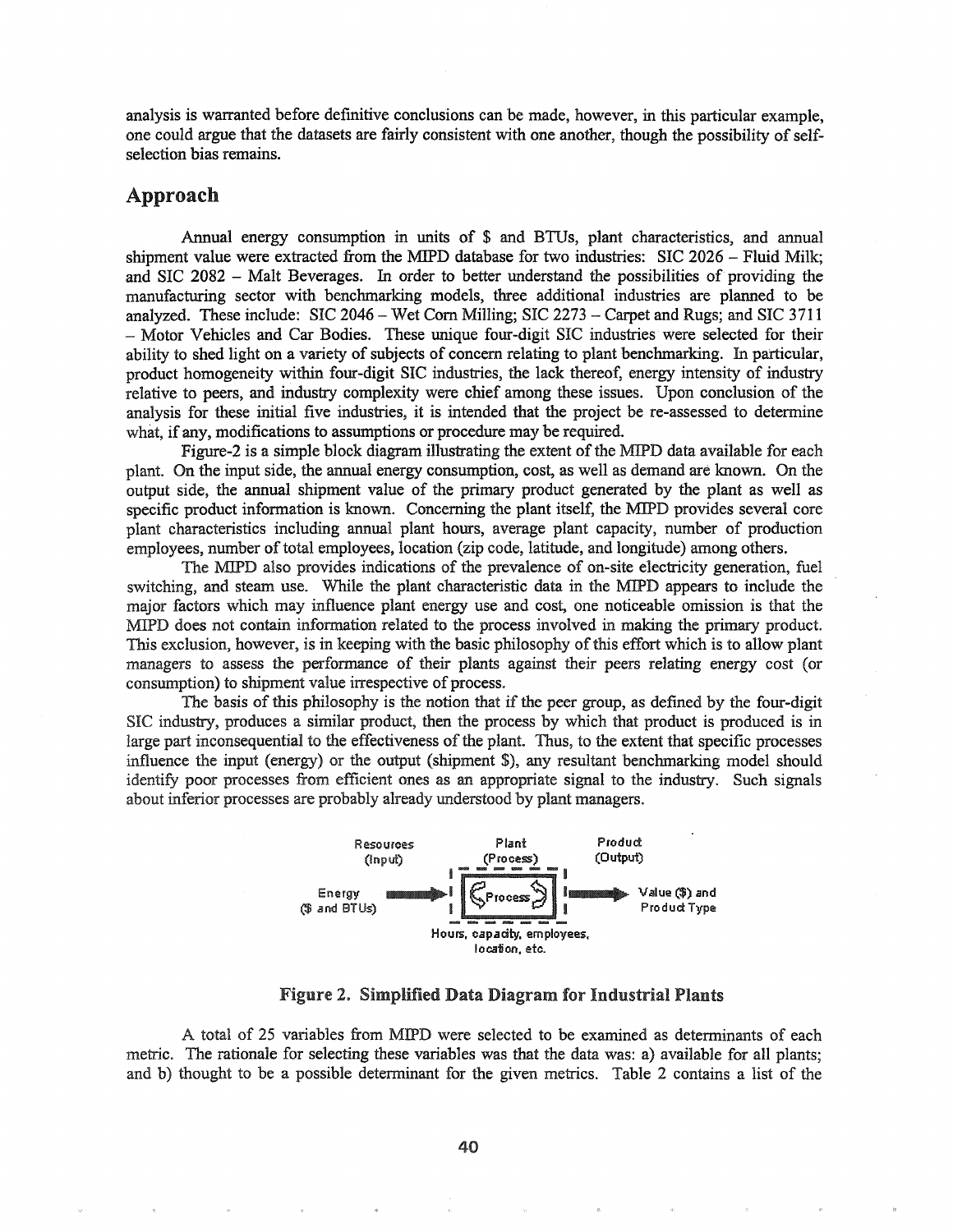analysis is warranted before definitive conclusions can be made, however, in this particular example, one could argue that the datasets are fairly consistent with one another, though the possibility of self-selection bias remains.

## Approach

Annual energy consumption in units of $ and BTUs, plant characteristics, and annual shipment value were extracted from the MIPD database for two industries: SIC 2026 – Fluid Milk; and SIC 2082 – Malt Beverages. In order to better understand the possibilities of providing the manufacturing sector with benchmarking models, three additional industries are planned to be analyzed. These include: SIC 2046 – Wet Corn Milling; SIC 2273 – Carpet and Rugs; and SIC 3711 – Motor Vehicles and Car Bodies. These unique four-digit SIC industries were selected for their ability to shed light on a variety of subjects of concern relating to plant benchmarking. In particular, product homogeneity within four-digit SIC industries, the lack thereof, energy intensity of industry relative to peers, and industry complexity were chief among these issues. Upon conclusion of the analysis for these initial five industries, it is intended that the project be re-assessed to determine what, if any, modifications to assumptions or procedure may be required.

Figure-2 is a simple block diagram illustrating the extent of the MIPD data available for each plant. On the input side, the annual energy consumption, cost, as well as demand are known. On the output side, the annual shipment value of the primary product generated by the plant as well as specific product information is known. Concerning the plant itself, the MIPD provides several core plant characteristics including annual plant hours, average plant capacity, number of production employees, number of total employees, location (zip code, latitude, and longitude) among others.

The MIPD also provides indications of the prevalence of on-site electricity generation, fuel switching, and steam use. While the plant characteristic data in the MIPD appears to include the major factors which may influence plant energy use and cost, one noticeable omission is that the MIPD does not contain information related to the process involved in making the primary product. This exclusion, however, is in keeping with the basic philosophy of this effort which is to allow plant managers to assess the performance of their plants against their peers relating energy cost (or consumption) to shipment value irrespective of process.

The basis of this philosophy is the notion that if the peer group, as defined by the four-digit SIC industry, produces a similar product, then the process by which that product is produced is in large part inconsequential to the effectiveness of the plant. Thus, to the extent that specific processes influence the input (energy) or the output (shipment $), any resultant benchmarking model should identify poor processes from efficient ones as an appropriate signal to the industry. Such signals about inferior processes are probably already understood by plant managers.

Resources (Input) | Plant (Process) | Product (Output)

Energy ($ and BTUs) → Process → Value ($) and Product Type

Hours, capacity, employees, location, etc.

**Figure 2. Simplified Data Diagram for Industrial Plants**

A total of 25 variables from MIPD were selected to be examined as determinants of each metric. The rationale for selecting these variables was that the data was: a) available for all plants; and b) thought to be a possible determinant for the given metrics. Table 2 contains a list of the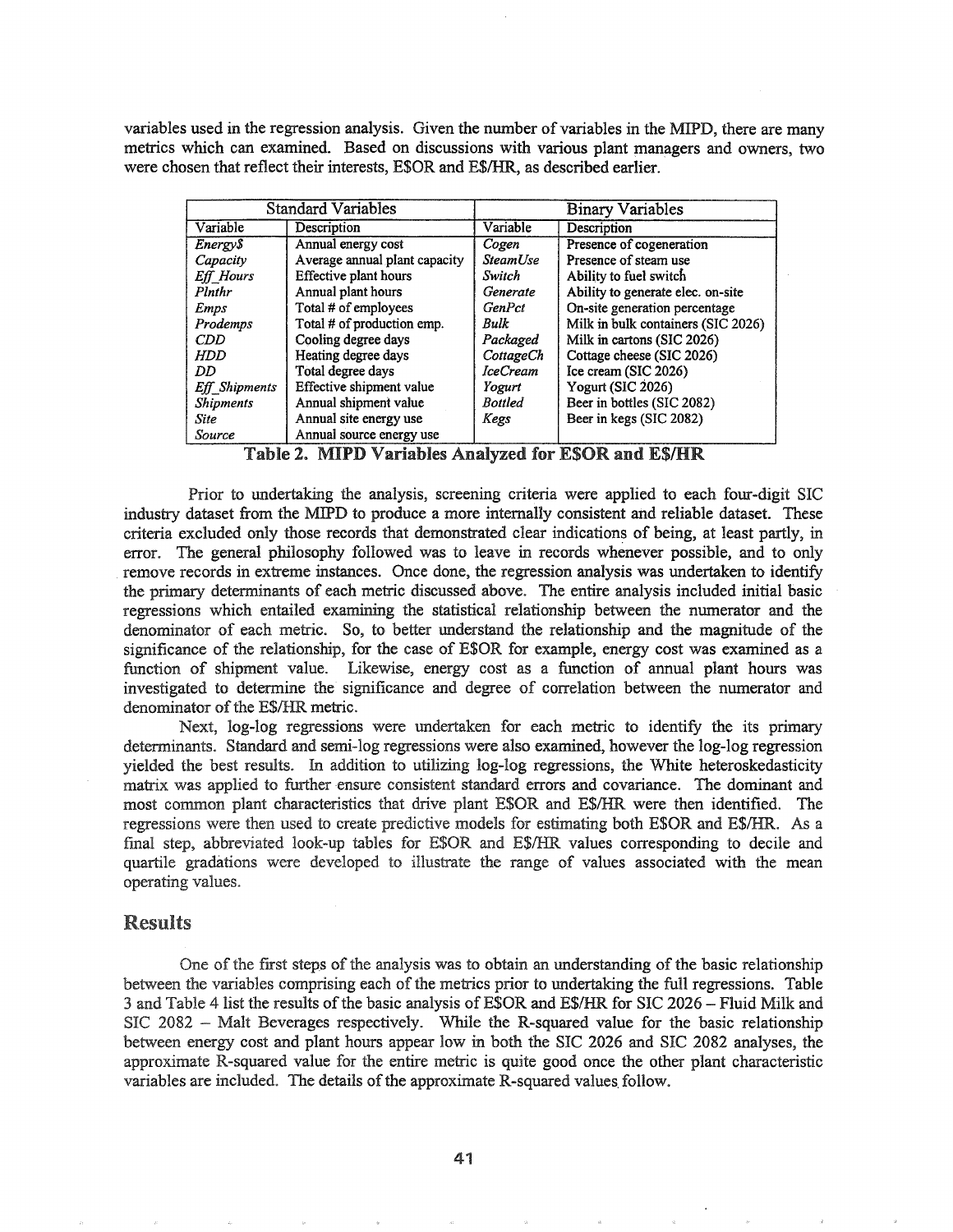variables used in the regression analysis. Given the number of variables in the MIPD, there are many metrics which can examined. Based on discussions with various plant managers and owners, two were chosen that reflect their interests, E$OR and E$/HR, as described earlier.

| Standard Variables | | Binary Variables | |
|---|---|---|---|
| Variable | Description | Variable | Description |
| *Energy$* | Annual energy cost | *Cogen* | Presence of cogeneration |
| *Capacity* | Average annual plant capacity | *SteamUse* | Presence of steam use |
| *Eff_Hours* | Effective plant hours | *Switch* | Ability to fuel switch |
| *Plnthr* | Annual plant hours | *Generate* | Ability to generate elec. on-site |
| *Emps* | Total # of employees | *GenPct* | On-site generation percentage |
| *Prodemps* | Total # of production emp. | *Bulk* | Milk in bulk containers (SIC 2026) |
| *CDD* | Cooling degree days | *Packaged* | Milk in cartons (SIC 2026) |
| *HDD* | Heating degree days | *CottageCh* | Cottage cheese (SIC 2026) |
| *DD* | Total degree days | *IceCream* | Ice cream (SIC 2026) |
| *Eff_Shipments* | Effective shipment value | *Yogurt* | Yogurt (SIC 2026) |
| *Shipments* | Annual shipment value | *Bottled* | Beer in bottles (SIC 2082) |
| *Site* | Annual site energy use | *Kegs* | Beer in kegs (SIC 2082) |
| *Source* | Annual source energy use | | |

**Table 2. MIPD Variables Analyzed for E$OR and E$/HR**

Prior to undertaking the analysis, screening criteria were applied to each four-digit SIC industry dataset from the MIPD to produce a more internally consistent and reliable dataset. These criteria excluded only those records that demonstrated clear indications of being, at least partly, in error. The general philosophy followed was to leave in records whenever possible, and to only remove records in extreme instances. Once done, the regression analysis was undertaken to identify the primary determinants of each metric discussed above. The entire analysis included initial basic regressions which entailed examining the statistical relationship between the numerator and the denominator of each metric. So, to better understand the relationship and the magnitude of the significance of the relationship, for the case of E$OR for example, energy cost was examined as a function of shipment value. Likewise, energy cost as a function of annual plant hours was investigated to determine the significance and degree of correlation between the numerator and denominator of the E$/HR metric.

Next, log-log regressions were undertaken for each metric to identify the its primary determinants. Standard and semi-log regressions were also examined, however the log-log regression yielded the best results. In addition to utilizing log-log regressions, the White heteroskedasticity matrix was applied to further ensure consistent standard errors and covariance. The dominant and most common plant characteristics that drive plant E$OR and E$/HR were then identified. The regressions were then used to create predictive models for estimating both E$OR and E$/HR. As a final step, abbreviated look-up tables for E$OR and E$/HR values corresponding to decile and quartile gradations were developed to illustrate the range of values associated with the mean operating values.

## Results

One of the first steps of the analysis was to obtain an understanding of the basic relationship between the variables comprising each of the metrics prior to undertaking the full regressions. Table 3 and Table 4 list the results of the basic analysis of E$OR and E$/HR for SIC 2026 – Fluid Milk and SIC 2082 – Malt Beverages respectively. While the R-squared value for the basic relationship between energy cost and plant hours appear low in both the SIC 2026 and SIC 2082 analyses, the approximate R-squared value for the entire metric is quite good once the other plant characteristic variables are included. The details of the approximate R-squared values follow.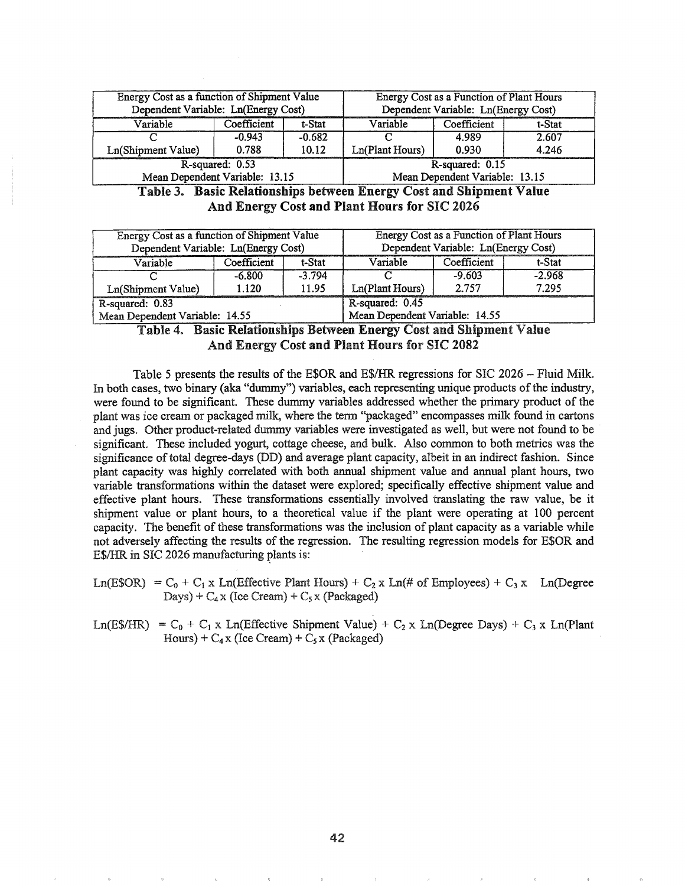| Energy Cost as a function of Shipment Value<br>Dependent Variable: Ln(Energy Cost) | | | Energy Cost as a Function of Plant Hours<br>Dependent Variable: Ln(Energy Cost) | | |
|---|---|---|---|---|---|
| Variable | Coefficient | t-Stat | Variable | Coefficient | t-Stat |
| C | -0.943 | -0.682 | C | 4.989 | 2.607 |
| Ln(Shipment Value) | 0.788 | 10.12 | Ln(Plant Hours) | 0.930 | 4.246 |
| R-squared: 0.53<br>Mean Dependent Variable: 13.15 | | | R-squared: 0.15<br>Mean Dependent Variable: 13.15 | | |

**Table 3. Basic Relationships between Energy Cost and Shipment Value And Energy Cost and Plant Hours for SIC 2026**

| Energy Cost as a function of Shipment Value<br>Dependent Variable: Ln(Energy Cost) | | | Energy Cost as a Function of Plant Hours<br>Dependent Variable: Ln(Energy Cost) | | |
|---|---|---|---|---|---|
| Variable | Coefficient | t-Stat | Variable | Coefficient | t-Stat |
| C | -6.800 | -3.794 | C | -9.603 | -2.968 |
| Ln(Shipment Value) | 1.120 | 11.95 | Ln(Plant Hours) | 2.757 | 7.295 |
| R-squared: 0.83<br>Mean Dependent Variable: 14.55 | | | R-squared: 0.45<br>Mean Dependent Variable: 14.55 | | |

**Table 4. Basic Relationships Between Energy Cost and Shipment Value And Energy Cost and Plant Hours for SIC 2082**

Table 5 presents the results of the E$OR and E$/HR regressions for SIC 2026 – Fluid Milk. In both cases, two binary (aka "dummy") variables, each representing unique products of the industry, were found to be significant. These dummy variables addressed whether the primary product of the plant was ice cream or packaged milk, where the term "packaged" encompasses milk found in cartons and jugs. Other product-related dummy variables were investigated as well, but were not found to be significant. These included yogurt, cottage cheese, and bulk. Also common to both metrics was the significance of total degree-days (DD) and average plant capacity, albeit in an indirect fashion. Since plant capacity was highly correlated with both annual shipment value and annual plant hours, two variable transformations within the dataset were explored; specifically effective shipment value and effective plant hours. These transformations essentially involved translating the raw value, be it shipment value or plant hours, to a theoretical value if the plant were operating at 100 percent capacity. The benefit of these transformations was the inclusion of plant capacity as a variable while not adversely affecting the results of the regression. The resulting regression models for E$OR and E$/HR in SIC 2026 manufacturing plants is:

$$\text{Ln(E\$OR)} = C_0 + C_1 \times \text{Ln(Effective Plant Hours)} + C_2 \times \text{Ln(\# of Employees)} + C_3 \times \text{Ln(Degree Days)} + C_4 \times \text{(Ice Cream)} + C_5 \times \text{(Packaged)}$$

$$\text{Ln(E\$/HR)} = C_0 + C_1 \times \text{Ln(Effective Shipment Value)} + C_2 \times \text{Ln(Degree Days)} + C_3 \times \text{Ln(Plant Hours)} + C_4 \times \text{(Ice Cream)} + C_5 \times \text{(Packaged)}$$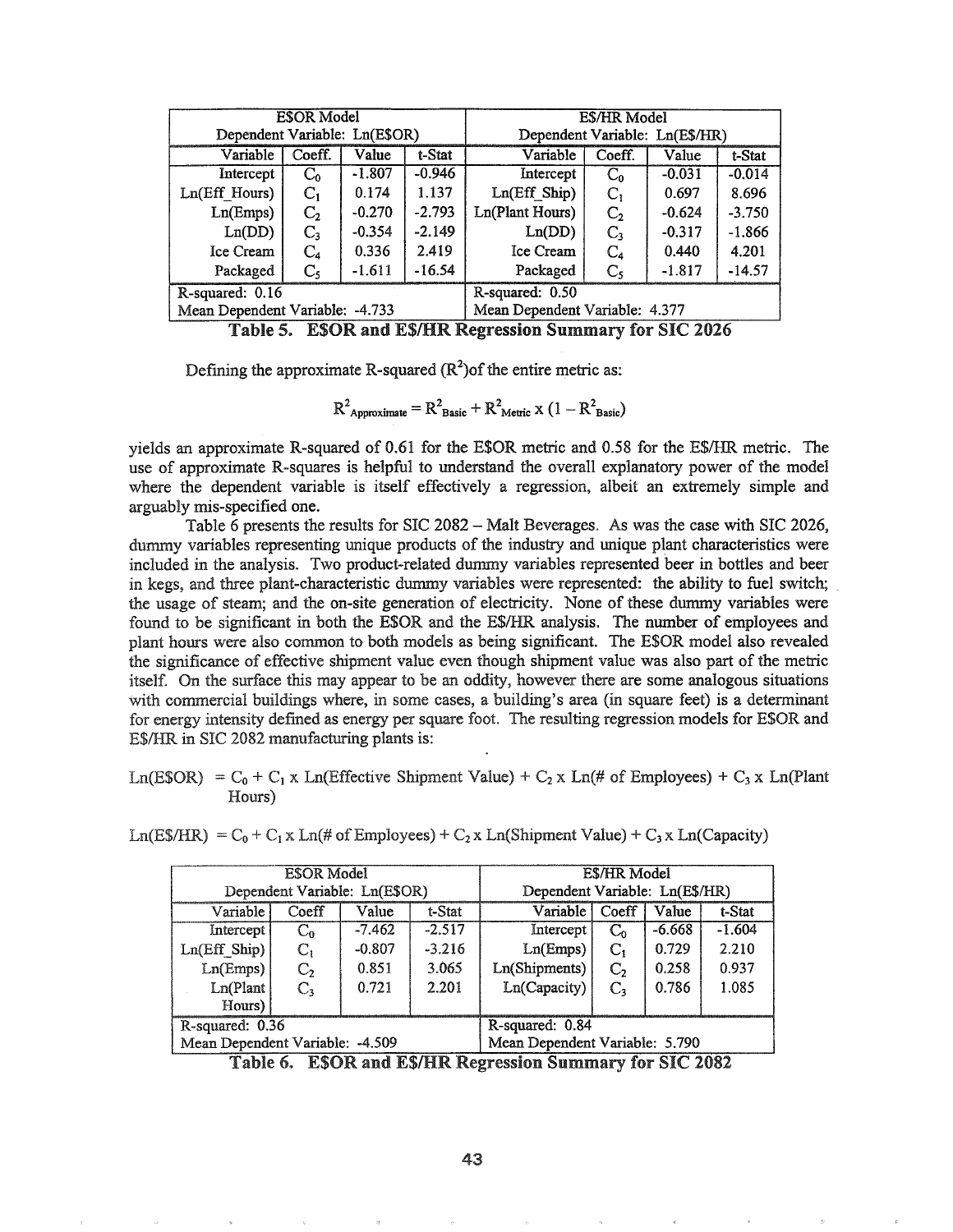| E$OR Model |  |  |  | E$/HR Model |  |  |  |
|---|---|---|---|---|---|---|---|
| Dependent Variable: Ln(E$OR) |  |  |  | Dependent Variable: Ln(E$/HR) |  |  |  |
| Variable | Coeff. | Value | t-Stat | Variable | Coeff. | Value | t-Stat |
| Intercept | $C_0$ | -1.807 | -0.946 | Intercept | $C_0$ | -0.031 | -0.014 |
| Ln(Eff_Hours) | $C_1$ | 0.174 | 1.137 | Ln(Eff_Ship) | $C_1$ | 0.697 | 8.696 |
| Ln(Emps) | $C_2$ | -0.270 | -2.793 | Ln(Plant Hours) | $C_2$ | -0.624 | -3.750 |
| Ln(DD) | $C_3$ | -0.354 | -2.149 | Ln(DD) | $C_3$ | -0.317 | -1.866 |
| Ice Cream | $C_4$ | 0.336 | 2.419 | Ice Cream | $C_4$ | 0.440 | 4.201 |
| Packaged | $C_5$ | -1.611 | -16.54 | Packaged | $C_5$ | -1.817 | -14.57 |
| R-squared: 0.16 |  |  |  | R-squared: 0.50 |  |  |  |
| Mean Dependent Variable: -4.733 |  |  |  | Mean Dependent Variable: 4.377 |  |  |  |

**Table 5. E$OR and E$/HR Regression Summary for SIC 2026**

Defining the approximate R-squared ($R^2$) of the entire metric as:

$$R^2_{Approximate} = R^2_{Basic} + R^2_{Metric} \times (1 - R^2_{Basic})$$

yields an approximate R-squared of 0.61 for the E$OR metric and 0.58 for the E$/HR metric. The use of approximate R-squares is helpful to understand the overall explanatory power of the model where the dependent variable is itself effectively a regression, albeit an extremely simple and arguably mis-specified one.

Table 6 presents the results for SIC 2082 – Malt Beverages. As was the case with SIC 2026, dummy variables representing unique products of the industry and unique plant characteristics were included in the analysis. Two product-related dummy variables represented beer in bottles and beer in kegs, and three plant-characteristic dummy variables were represented: the ability to fuel switch; the usage of steam; and the on-site generation of electricity. None of these dummy variables were found to be significant in both the E$OR and the E$/HR analysis. The number of employees and plant hours were also common to both models as being significant. The E$OR model also revealed the significance of effective shipment value even though shipment value was also part of the metric itself. On the surface this may appear to be an oddity, however there are some analogous situations with commercial buildings where, in some cases, a building's area (in square feet) is a determinant for energy intensity defined as energy per square foot. The resulting regression models for E$OR and E$/HR in SIC 2082 manufacturing plants is:

$$\text{Ln(E\$OR)} = C_0 + C_1 \times \text{Ln(Effective Shipment Value)} + C_2 \times \text{Ln(\# of Employees)} + C_3 \times \text{Ln(Plant Hours)}$$

$$\text{Ln(E\$/HR)} = C_0 + C_1 \times \text{Ln(\# of Employees)} + C_2 \times \text{Ln(Shipment Value)} + C_3 \times \text{Ln(Capacity)}$$

| E$OR Model |  |  |  | E$/HR Model |  |  |  |
|---|---|---|---|---|---|---|---|
| Dependent Variable: Ln(E$OR) |  |  |  | Dependent Variable: Ln(E$/HR) |  |  |  |
| Variable | Coeff | Value | t-Stat | Variable | Coeff | Value | t-Stat |
| Intercept | $C_0$ | -7.462 | -2.517 | Intercept | $C_0$ | -6.668 | -1.604 |
| Ln(Eff_Ship) | $C_1$ | -0.807 | -3.216 | Ln(Emps) | $C_1$ | 0.729 | 2.210 |
| Ln(Emps) | $C_2$ | 0.851 | 3.065 | Ln(Shipments) | $C_2$ | 0.258 | 0.937 |
| Ln(Plant Hours) | $C_3$ | 0.721 | 2.201 | Ln(Capacity) | $C_3$ | 0.786 | 1.085 |
| R-squared: 0.36 |  |  |  | R-squared: 0.84 |  |  |  |
| Mean Dependent Variable: -4.509 |  |  |  | Mean Dependent Variable: 5.790 |  |  |  |

**Table 6. E$OR and E$/HR Regression Summary for SIC 2082**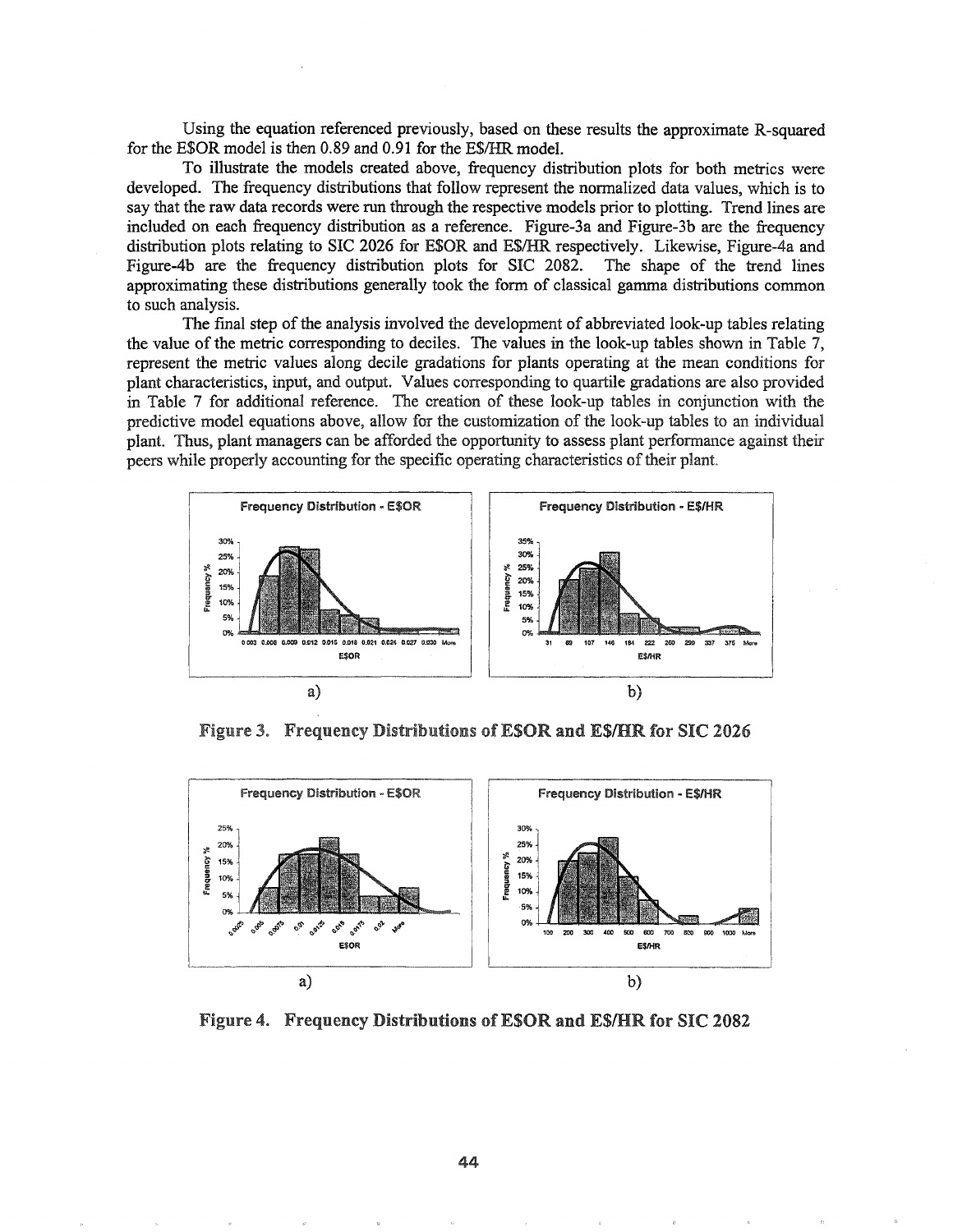Using the equation referenced previously, based on these results the approximate R-squared for the E$OR model is then 0.89 and 0.91 for the E$/HR model.

To illustrate the models created above, frequency distribution plots for both metrics were developed. The frequency distributions that follow represent the normalized data values, which is to say that the raw data records were run through the respective models prior to plotting. Trend lines are included on each frequency distribution as a reference. Figure-3a and Figure-3b are the frequency distribution plots relating to SIC 2026 for E$OR and E$/HR respectively. Likewise, Figure-4a and Figure-4b are the frequency distribution plots for SIC 2082. The shape of the trend lines approximating these distributions generally took the form of classical gamma distributions common to such analysis.

The final step of the analysis involved the development of abbreviated look-up tables relating the value of the metric corresponding to deciles. The values in the look-up tables shown in Table 7, represent the metric values along decile gradations for plants operating at the mean conditions for plant characteristics, input, and output. Values corresponding to quartile gradations are also provided in Table 7 for additional reference. The creation of these look-up tables in conjunction with the predictive model equations above, allow for the customization of the look-up tables to an individual plant. Thus, plant managers can be afforded the opportunity to assess plant performance against their peers while properly accounting for the specific operating characteristics of their plant.

Frequency Distribution - E$OR

a)

Frequency Distribution - E$/HR

b)

**Figure 3. Frequency Distributions of E$OR and E$/HR for SIC 2026**

Frequency Distribution - E$OR

a)

Frequency Distribution - E$/HR

b)

**Figure 4. Frequency Distributions of E$OR and E$/HR for SIC 2082**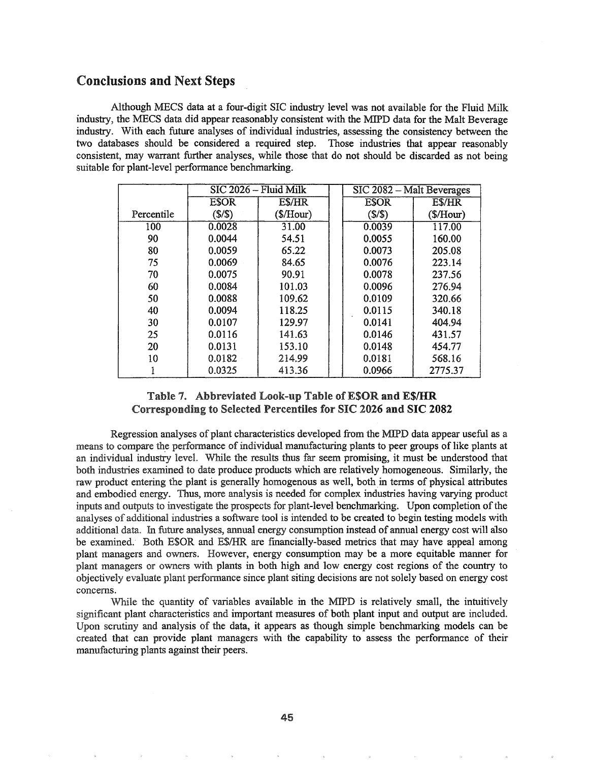## Conclusions and Next Steps

Although MECS data at a four-digit SIC industry level was not available for the Fluid Milk industry, the MECS data did appear reasonably consistent with the MIPD data for the Malt Beverage industry. With each future analyses of individual industries, assessing the consistency between the two databases should be considered a required step. Those industries that appear reasonably consistent, may warrant further analyses, while those that do not should be discarded as not being suitable for plant-level performance benchmarking.

| | SIC 2026 – Fluid Milk | | | SIC 2082 – Malt Beverages | |
|---|---|---|---|---|---|
| Percentile | E$OR ($/$) | E$/HR ($/Hour) | | E$OR ($/$) | E$/HR ($/Hour) |
| 100 | 0.0028 | 31.00 | | 0.0039 | 117.00 |
| 90 | 0.0044 | 54.51 | | 0.0055 | 160.00 |
| 80 | 0.0059 | 65.22 | | 0.0073 | 205.08 |
| 75 | 0.0069 | 84.65 | | 0.0076 | 223.14 |
| 70 | 0.0075 | 90.91 | | 0.0078 | 237.56 |
| 60 | 0.0084 | 101.03 | | 0.0096 | 276.94 |
| 50 | 0.0088 | 109.62 | | 0.0109 | 320.66 |
| 40 | 0.0094 | 118.25 | | 0.0115 | 340.18 |
| 30 | 0.0107 | 129.97 | | 0.0141 | 404.94 |
| 25 | 0.0116 | 141.63 | | 0.0146 | 431.57 |
| 20 | 0.0131 | 153.10 | | 0.0148 | 454.77 |
| 10 | 0.0182 | 214.99 | | 0.0181 | 568.16 |
| 1 | 0.0325 | 413.36 | | 0.0966 | 2775.37 |

**Table 7. Abbreviated Look-up Table of E$OR and E$/HR Corresponding to Selected Percentiles for SIC 2026 and SIC 2082**

Regression analyses of plant characteristics developed from the MIPD data appear useful as a means to compare the performance of individual manufacturing plants to peer groups of like plants at an individual industry level. While the results thus far seem promising, it must be understood that both industries examined to date produce products which are relatively homogeneous. Similarly, the raw product entering the plant is generally homogenous as well, both in terms of physical attributes and embodied energy. Thus, more analysis is needed for complex industries having varying product inputs and outputs to investigate the prospects for plant-level benchmarking. Upon completion of the analyses of additional industries a software tool is intended to be created to begin testing models with additional data. In future analyses, annual energy consumption instead of annual energy cost will also be examined. Both E$OR and E$/HR are financially-based metrics that may have appeal among plant managers and owners. However, energy consumption may be a more equitable manner for plant managers or owners with plants in both high and low energy cost regions of the country to objectively evaluate plant performance since plant siting decisions are not solely based on energy cost concerns.

While the quantity of variables available in the MIPD is relatively small, the intuitively significant plant characteristics and important measures of both plant input and output are included. Upon scrutiny and analysis of the data, it appears as though simple benchmarking models can be created that can provide plant managers with the capability to assess the performance of their manufacturing plants against their peers.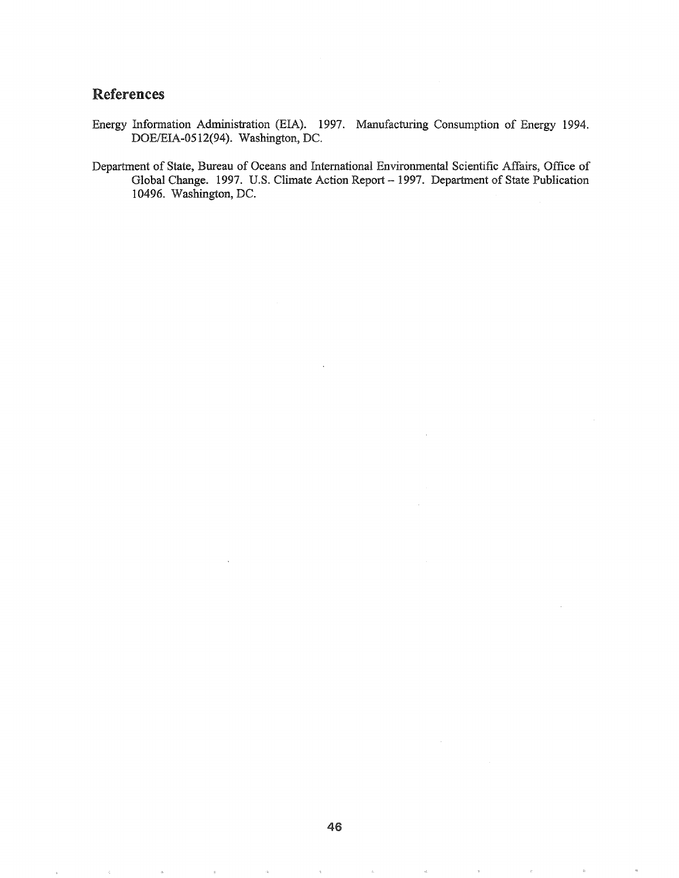## References

Energy Information Administration (EIA). 1997. Manufacturing Consumption of Energy 1994. DOE/EIA-0512(94). Washington, DC.

Department of State, Bureau of Oceans and International Environmental Scientific Affairs, Office of Global Change. 1997. U.S. Climate Action Report – 1997. Department of State Publication 10496. Washington, DC.